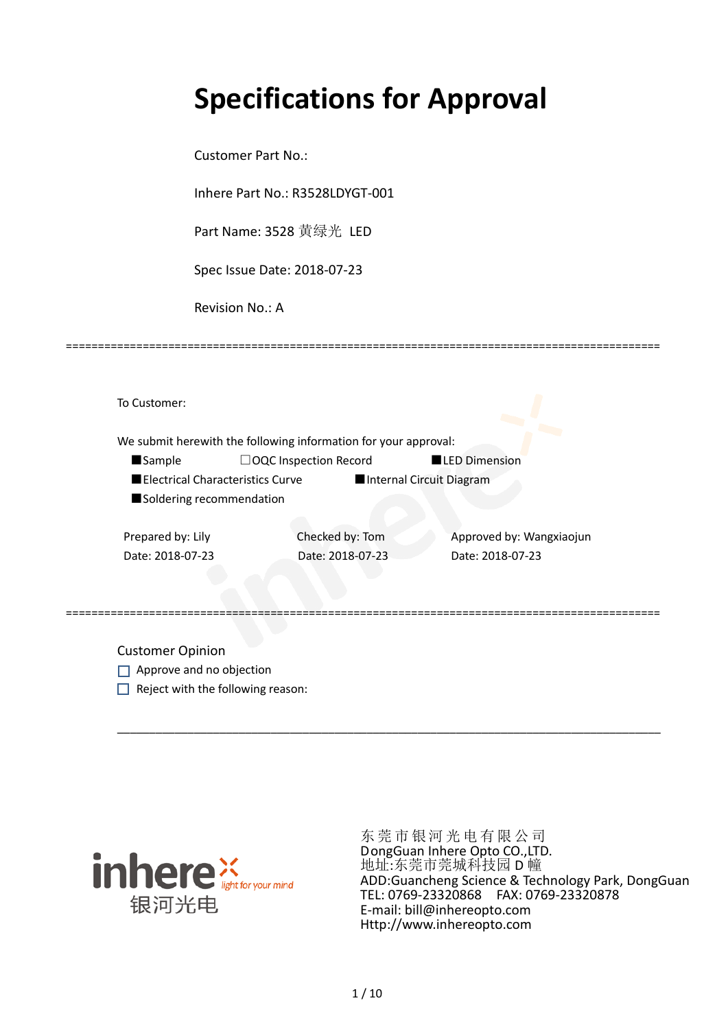# Specifications for Approval

Customer Part No.:

Inhere Part No.: R3528LDYGT-001

Part Name: 3528 黄绿光 LED

Spec Issue Date: 2018-07-23

Revision No.: A

==========================================================================================

To Customer:

We submit herewith the following information for your approval:

■Sample ☐OQC Inspection Record ■LED Dimension

■Electrical Characteristics Curve ■Internal Circuit Diagram

■Soldering recommendation

| Prepared by: Lily | Checked by: Tom | Approved by: Wangxiaojun |
|---|---|---|
| Date: 2018-07-23 | Date: 2018-07-23 | Date: 2018-07-23 |

==========================================================================================

Customer Opinion

☐ Approve and no objection

☐ Reject with the following reason:

______________________________________________________________________________

inhere light for your mind
银河光电

东 莞 市 银 河 光 电 有 限 公 司
DongGuan Inhere Opto CO.,LTD.
地址:东莞市莞城科技园 D 幢
ADD:Guancheng Science & Technology Park, DongGuan
TEL: 0769-23320868 FAX: 0769-23320878
E-mail: bill@inhereopto.com
Http://www.inhereopto.com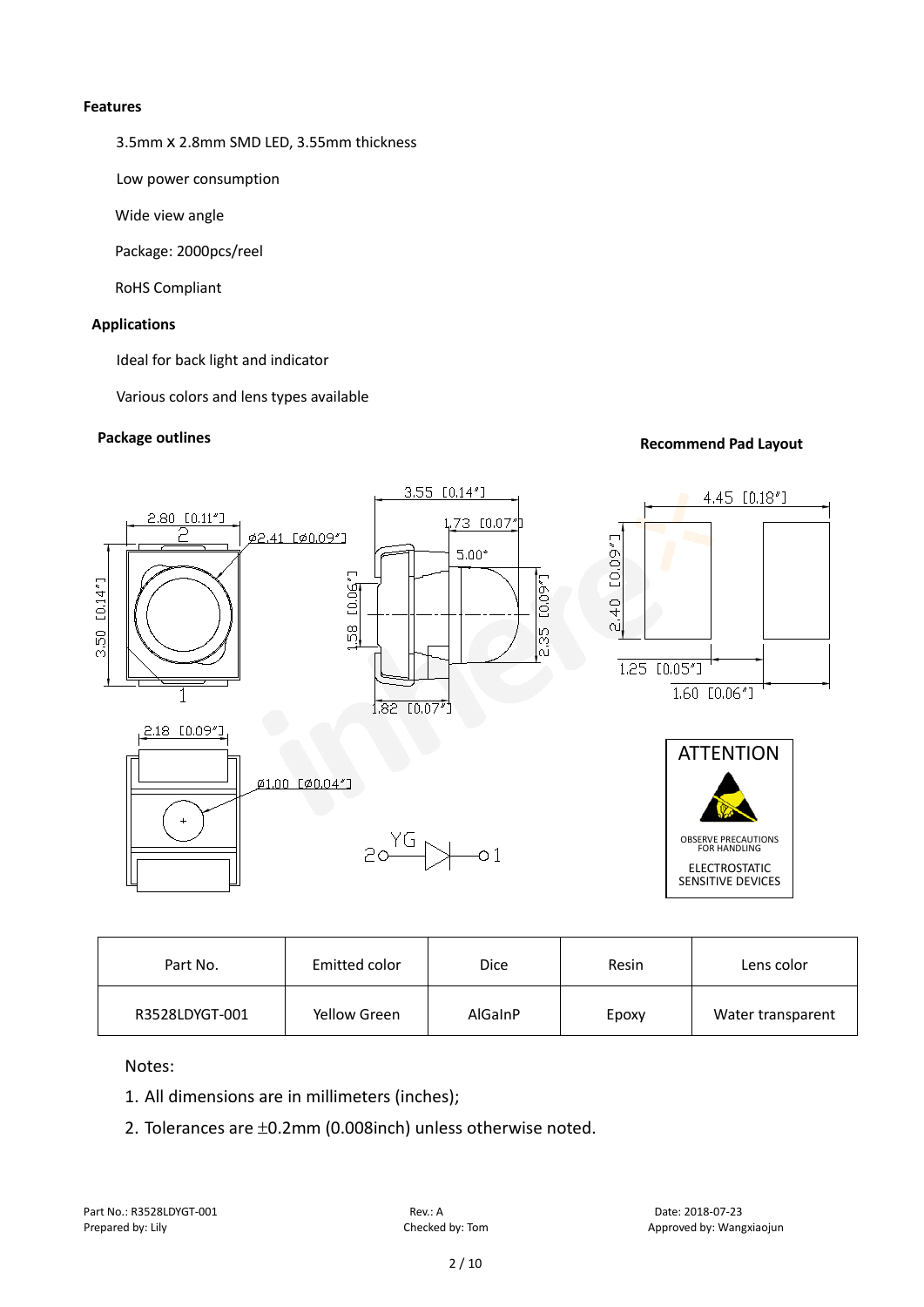**Features**

3.5mm X 2.8mm SMD LED, 3.55mm thickness

Low power consumption

Wide view angle

Package: 2000pcs/reel

RoHS Compliant

**Applications**

Ideal for back light and indicator

Various colors and lens types available

**Package outlines**

**Recommend Pad Layout**

ATTENTION

OBSERVE PRECAUTIONS FOR HANDLING

ELECTROSTATIC SENSITIVE DEVICES

| Part No. | Emitted color | Dice | Resin | Lens color |
|---|---|---|---|---|
| R3528LDYGT-001 | Yellow Green | AlGaInP | Epoxy | Water transparent |

Notes:

1. All dimensions are in millimeters (inches);
2. Tolerances are ±0.2mm (0.008inch) unless otherwise noted.

Part No.: R3528LDYGT-001
Prepared by: Lily

Rev.: A
Checked by: Tom

Date: 2018-07-23
Approved by: Wangxiaojun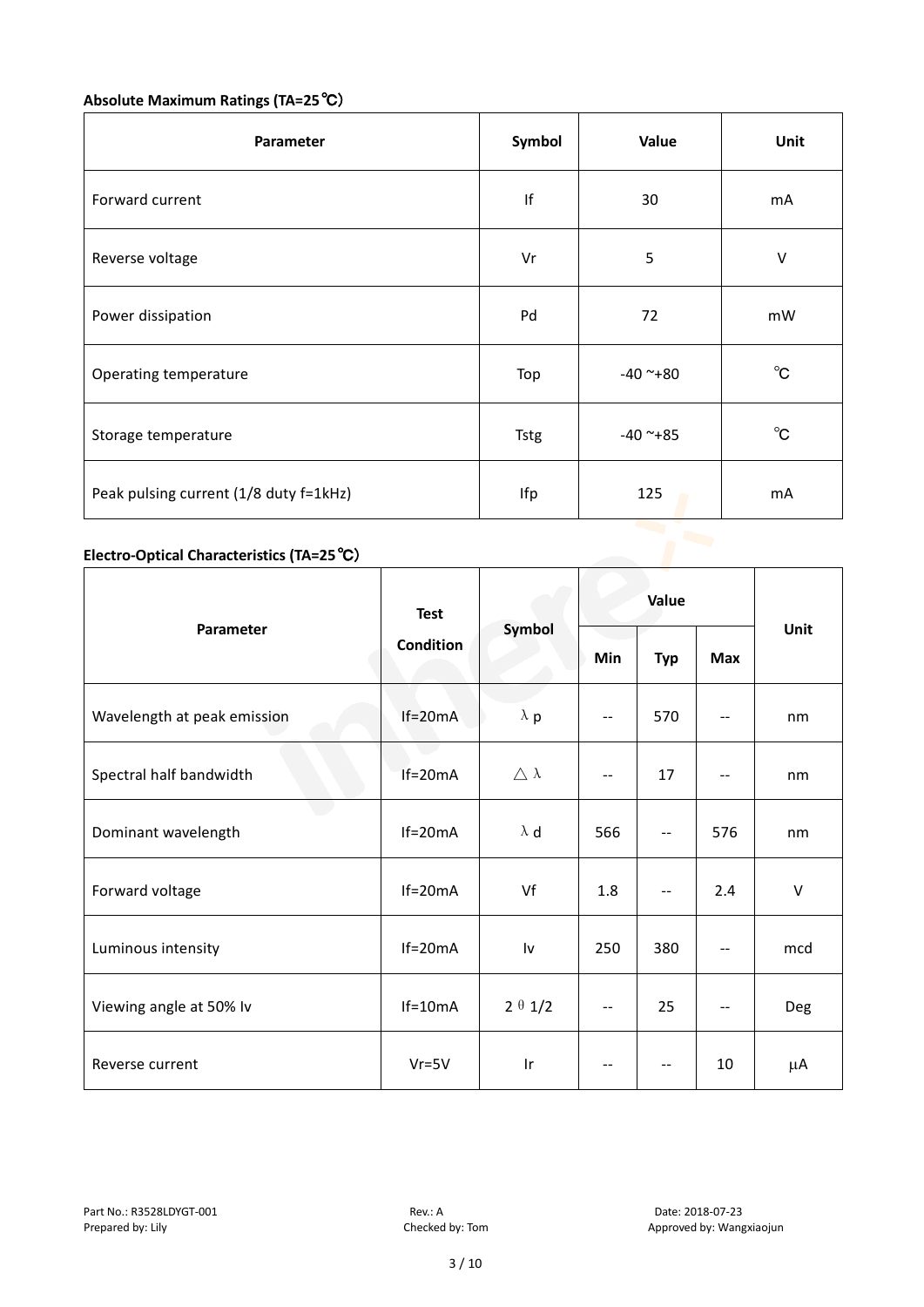**Absolute Maximum Ratings (TA=25℃)**

| Parameter | Symbol | Value | Unit |
|---|---|---|---|
| Forward current | If | 30 | mA |
| Reverse voltage | Vr | 5 | V |
| Power dissipation | Pd | 72 | mW |
| Operating temperature | Top | -40 ~+80 | ℃ |
| Storage temperature | Tstg | -40 ~+85 | ℃ |
| Peak pulsing current (1/8 duty f=1kHz) | Ifp | 125 | mA |

**Electro-Optical Characteristics (TA=25℃)**

| Parameter | Test Condition | Symbol | Value | | | Unit |
|---|---|---|---|---|---|---|
| | | | Min | Typ | Max | |
| Wavelength at peak emission | If=20mA | λ p | -- | 570 | -- | nm |
| Spectral half bandwidth | If=20mA | △ λ | -- | 17 | -- | nm |
| Dominant wavelength | If=20mA | λ d | 566 | -- | 576 | nm |
| Forward voltage | If=20mA | Vf | 1.8 | -- | 2.4 | V |
| Luminous intensity | If=20mA | Iv | 250 | 380 | -- | mcd |
| Viewing angle at 50% Iv | If=10mA | 2 θ 1/2 | -- | 25 | -- | Deg |
| Reverse current | Vr=5V | Ir | -- | -- | 10 | μA |

Part No.: R3528LDYGT-001 Rev.: A Date: 2018-07-23
Prepared by: Lily Checked by: Tom Approved by: Wangxiaojun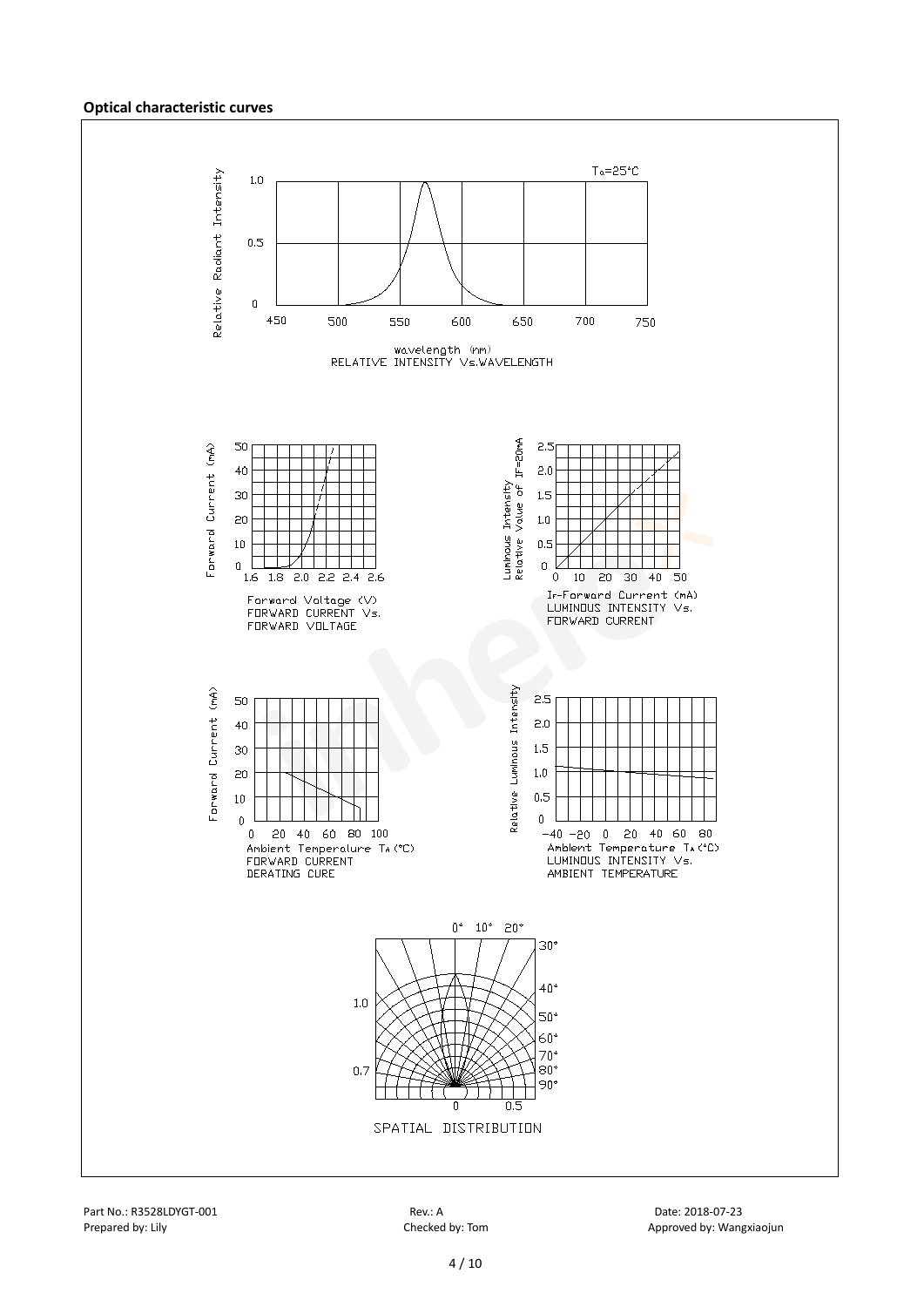**Optical characteristic curves**

RELATIVE INTENSITY Vs.WAVELENGTH

FORWARD CURRENT Vs. FORWARD VOLTAGE

LUMINOUS INTENSITY Vs. FORWARD CURRENT

FORWARD CURRENT DERATING CURE

LUMINOUS INTENSITY Vs. AMBIENT TEMPERATURE

SPATIAL DISTRIBUTION

Part No.: R3528LDYGT-001 Rev.: A Date: 2018-07-23
Prepared by: Lily Checked by: Tom Approved by: Wangxiaojun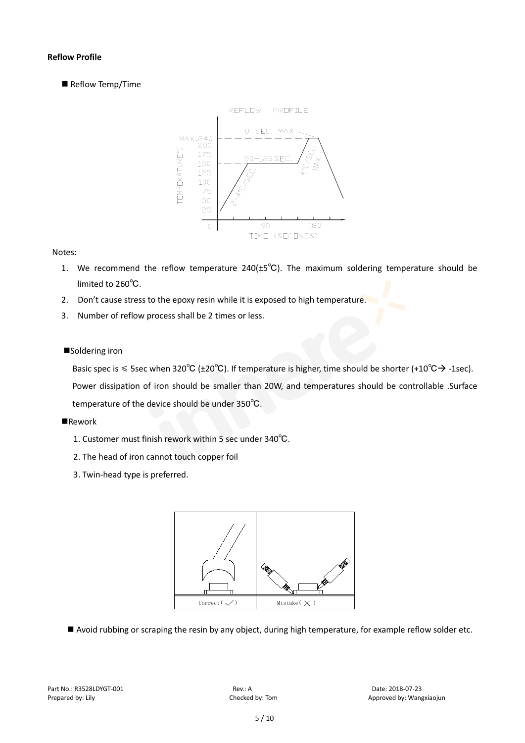**Reflow Profile**

■ Reflow Temp/Time

Notes:

1. We recommend the reflow temperature 240(±5℃). The maximum soldering temperature should be limited to 260℃.
2. Don't cause stress to the epoxy resin while it is exposed to high temperature.
3. Number of reflow process shall be 2 times or less.

■Soldering iron

Basic spec is ≤ 5sec when 320℃ (±20℃). If temperature is higher, time should be shorter (+10℃→ -1sec). Power dissipation of iron should be smaller than 20W, and temperatures should be controllable .Surface temperature of the device should be under 350℃.

■Rework

1. Customer must finish rework within 5 sec under 340℃.
2. The head of iron cannot touch copper foil
3. Twin-head type is preferred.

■ Avoid rubbing or scraping the resin by any object, during high temperature, for example reflow solder etc.

Part No.: R3528LDYGT-001 Rev.: A Date: 2018-07-23
Prepared by: Lily Checked by: Tom Approved by: Wangxiaojun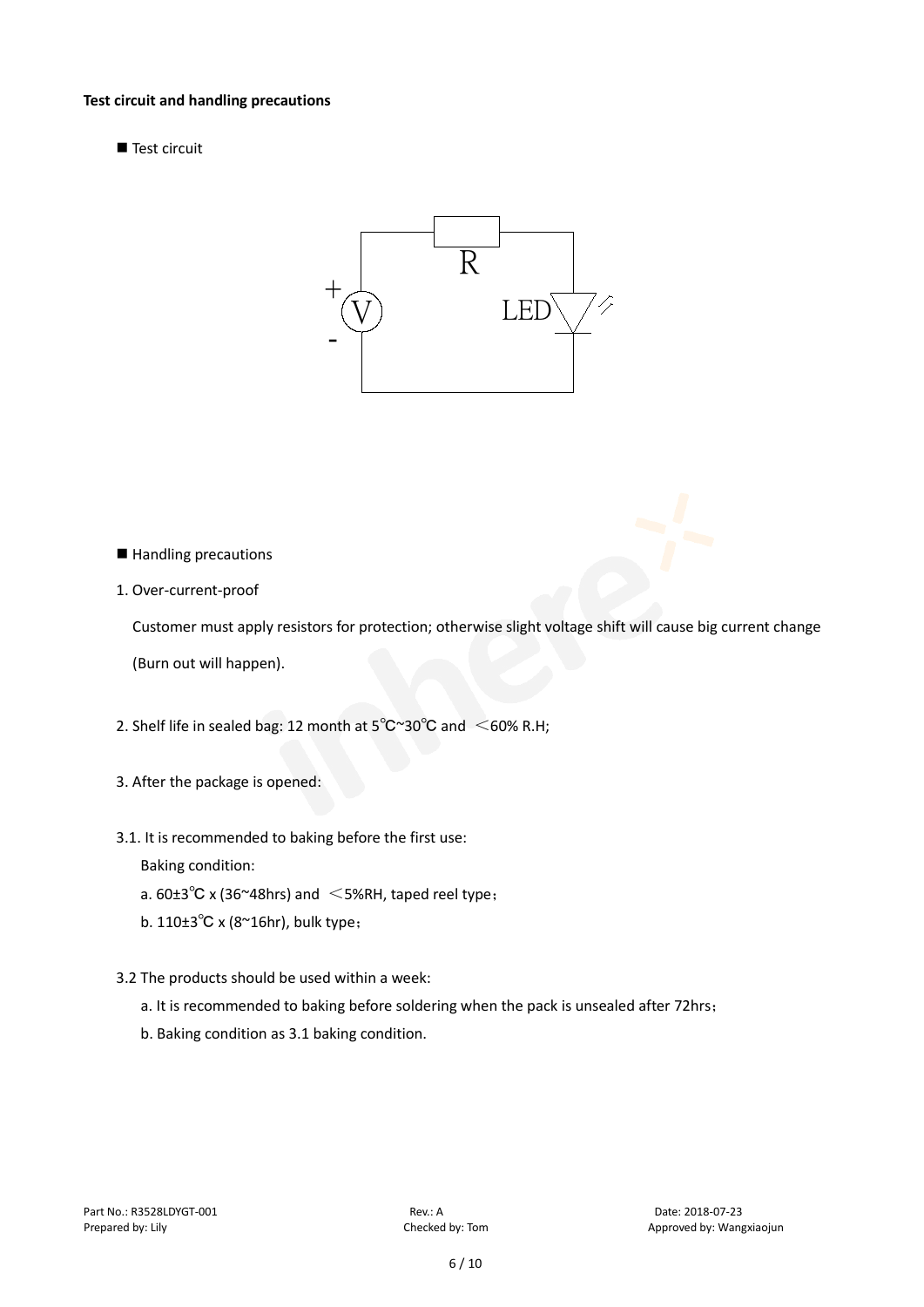**Test circuit and handling precautions**

■ Test circuit

■ Handling precautions

1. Over-current-proof

   Customer must apply resistors for protection; otherwise slight voltage shift will cause big current change (Burn out will happen).

2. Shelf life in sealed bag: 12 month at 5℃~30℃ and ＜60% R.H;

3. After the package is opened:

3.1. It is recommended to baking before the first use:

   Baking condition:

   a. 60±3℃ x (36~48hrs) and ＜5%RH, taped reel type；

   b. 110±3℃ x (8~16hr), bulk type；

3.2 The products should be used within a week:

   a. It is recommended to baking before soldering when the pack is unsealed after 72hrs；

   b. Baking condition as 3.1 baking condition.

Part No.: R3528LDYGT-001 | Rev.: A | Date: 2018-07-23
Prepared by: Lily | Checked by: Tom | Approved by: Wangxiaojun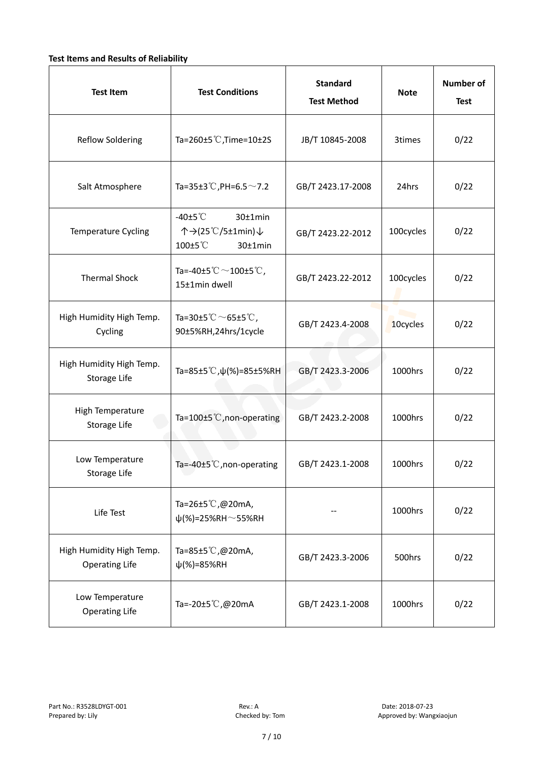**Test Items and Results of Reliability**

| Test Item | Test Conditions | Standard Test Method | Note | Number of Test |
|---|---|---|---|---|
| Reflow Soldering | Ta=260±5℃,Time=10±2S | JB/T 10845-2008 | 3times | 0/22 |
| Salt Atmosphere | Ta=35±3℃,PH=6.5～7.2 | GB/T 2423.17-2008 | 24hrs | 0/22 |
| Temperature Cycling | -40±5℃ 30±1min ↑→(25℃/5±1min)↓ 100±5℃ 30±1min | GB/T 2423.22-2012 | 100cycles | 0/22 |
| Thermal Shock | Ta=-40±5℃～100±5℃, 15±1min dwell | GB/T 2423.22-2012 | 100cycles | 0/22 |
| High Humidity High Temp. Cycling | Ta=30±5℃～65±5℃, 90±5%RH,24hrs/1cycle | GB/T 2423.4-2008 | 10cycles | 0/22 |
| High Humidity High Temp. Storage Life | Ta=85±5℃,ψ(%)=85±5%RH | GB/T 2423.3-2006 | 1000hrs | 0/22 |
| High Temperature Storage Life | Ta=100±5℃,non-operating | GB/T 2423.2-2008 | 1000hrs | 0/22 |
| Low Temperature Storage Life | Ta=-40±5℃,non-operating | GB/T 2423.1-2008 | 1000hrs | 0/22 |
| Life Test | Ta=26±5℃,@20mA, ψ(%)=25%RH～55%RH | -- | 1000hrs | 0/22 |
| High Humidity High Temp. Operating Life | Ta=85±5℃,@20mA, ψ(%)=85%RH | GB/T 2423.3-2006 | 500hrs | 0/22 |
| Low Temperature Operating Life | Ta=-20±5℃,@20mA | GB/T 2423.1-2008 | 1000hrs | 0/22 |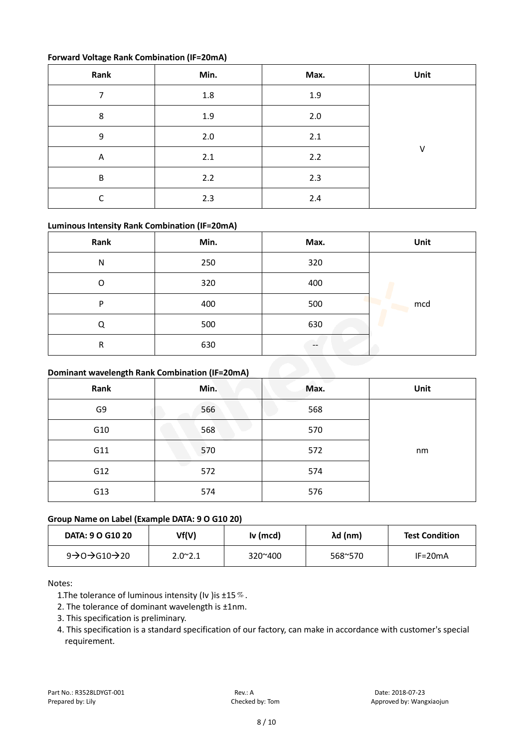**Forward Voltage Rank Combination (IF=20mA)**

| Rank | Min. | Max. | Unit |
|---|---|---|---|
| 7 | 1.8 | 1.9 | V |
| 8 | 1.9 | 2.0 | |
| 9 | 2.0 | 2.1 | |
| A | 2.1 | 2.2 | |
| B | 2.2 | 2.3 | |
| C | 2.3 | 2.4 | |

**Luminous Intensity Rank Combination (IF=20mA)**

| Rank | Min. | Max. | Unit |
|---|---|---|---|
| N | 250 | 320 | mcd |
| O | 320 | 400 | |
| P | 400 | 500 | |
| Q | 500 | 630 | |
| R | 630 | -- | |

**Dominant wavelength Rank Combination (IF=20mA)**

| Rank | Min. | Max. | Unit |
|---|---|---|---|
| G9 | 566 | 568 | nm |
| G10 | 568 | 570 | |
| G11 | 570 | 572 | |
| G12 | 572 | 574 | |
| G13 | 574 | 576 | |

**Group Name on Label (Example DATA: 9 O G10 20)**

| DATA: 9 O G10 20 | Vf(V) | Iv (mcd) | λd (nm) | Test Condition |
|---|---|---|---|---|
| 9→O→G10→20 | 2.0~2.1 | 320~400 | 568~570 | IF=20mA |

Notes:

1. The tolerance of luminous intensity (Iv ) is ±15％.
2. The tolerance of dominant wavelength is ±1nm.
3. This specification is preliminary.
4. This specification is a standard specification of our factory, can make in accordance with customer's special requirement.

Part No.: R3528LDYGT-001　　Rev.: A　　Date: 2018-07-23
Prepared by: Lily　　Checked by: Tom　　Approved by: Wangxiaojun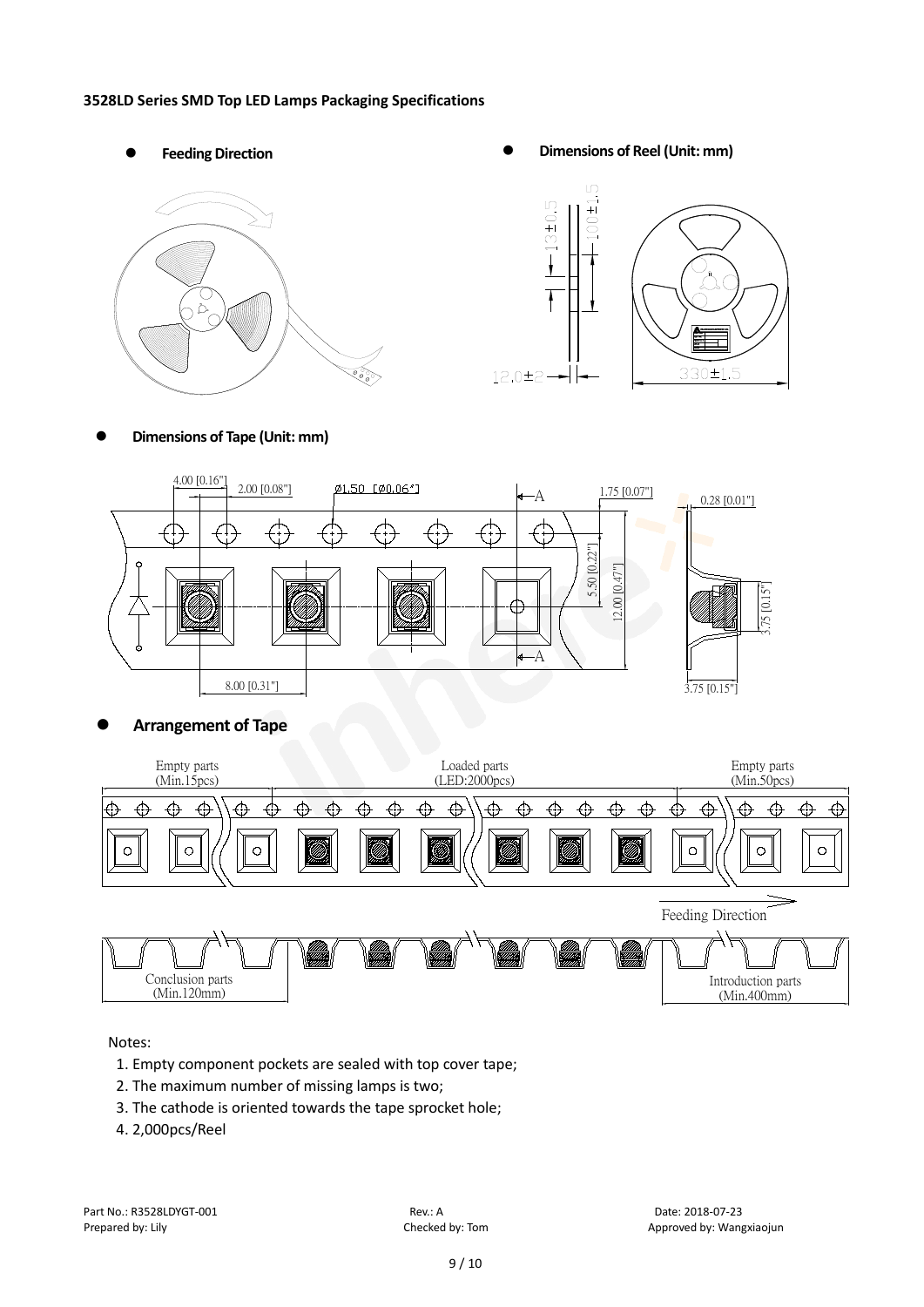# 3528LD Series SMD Top LED Lamps Packaging Specifications

- **Feeding Direction**
- **Dimensions of Reel (Unit: mm)**

13±0.5

100±1.5

12.0±2

330±1.5

- **Dimensions of Tape (Unit: mm)**

4.00 [0.16"]

2.00 [0.08"]

Ø1.50 [Ø0.06"]

A

1.75 [0.07"]

0.28 [0.01"]

5.50 [0.22"]

12.00 [0.47"]

3.75 [0.15"]

A

8.00 [0.31"]

3.75 [0.15"]

- **Arrangement of Tape**

Empty parts (Min.15pcs)

Loaded parts (LED:2000pcs)

Empty parts (Min.50pcs)

Feeding Direction

Conclusion parts (Min.120mm)

Introduction parts (Min.400mm)

Notes:

1. Empty component pockets are sealed with top cover tape;
2. The maximum number of missing lamps is two;
3. The cathode is oriented towards the tape sprocket hole;
4. 2,000pcs/Reel

Part No.: R3528LDYGT-001 | Rev.: A | Date: 2018-07-23

Prepared by: Lily | Checked by: Tom | Approved by: Wangxiaojun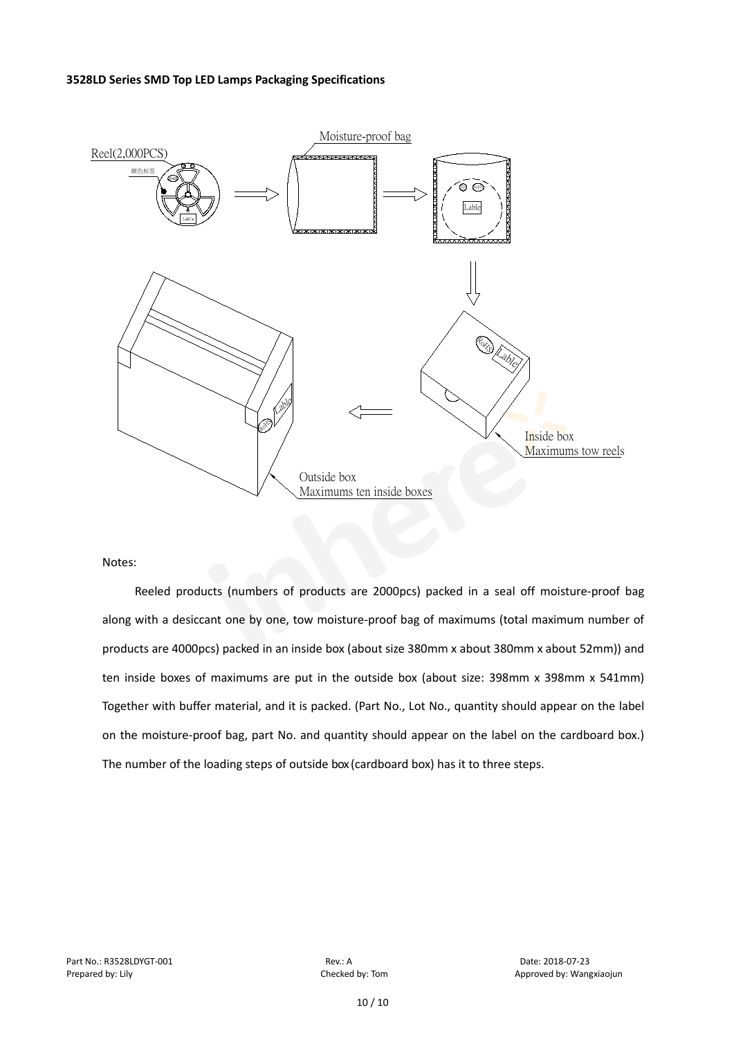**3528LD Series SMD Top LED Lamps Packaging Specifications**

Reel(2,000PCS)

颜色标签

Moisture-proof bag

Lable

Lable

Inside box
Maximums tow reels

Lable

Outside box
Maximums ten inside boxes

Notes:

Reeled products (numbers of products are 2000pcs) packed in a seal off moisture-proof bag along with a desiccant one by one, tow moisture-proof bag of maximums (total maximum number of products are 4000pcs) packed in an inside box (about size 380mm x about 380mm x about 52mm)) and ten inside boxes of maximums are put in the outside box (about size: 398mm x 398mm x 541mm) Together with buffer material, and it is packed. (Part No., Lot No., quantity should appear on the label on the moisture-proof bag, part No. and quantity should appear on the label on the cardboard box.) The number of the loading steps of outside box (cardboard box) has it to three steps.

Part No.: R3528LDYGT-001 | Rev.: A | Date: 2018-07-23
Prepared by: Lily | Checked by: Tom | Approved by: Wangxiaojun